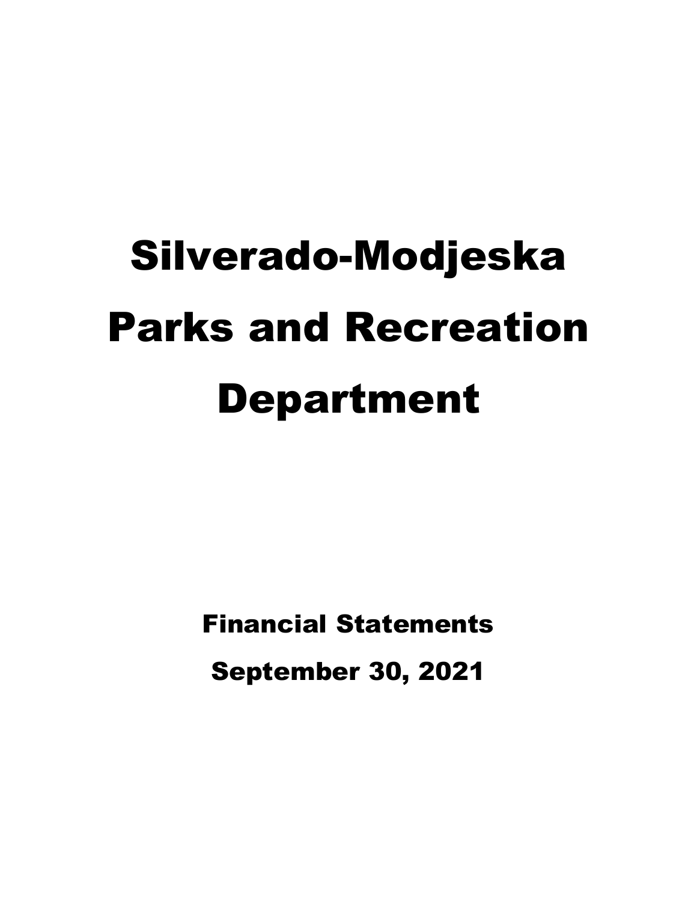# Silverado-Modjeska Parks and Recreation Department

## Financial Statements

## September 30, 2021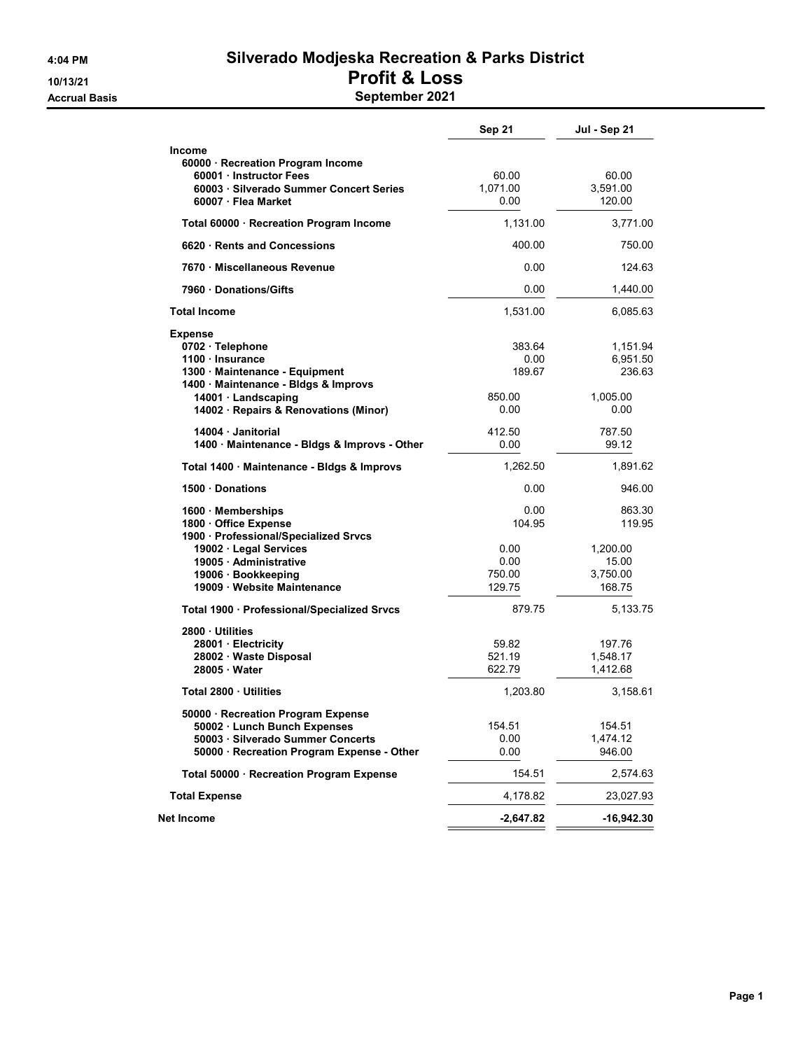# Silverado Modjeska Recreation & Parks District

## Profit & Loss

### September 2021

4:04 PM
10/13/21
Accrual Basis

| | Sep 21 | Jul - Sep 21 |
|---|---|---|
| **Income** | | |
| **60000 · Recreation Program Income** | | |
| **60001 · Instructor Fees** | 60.00 | 60.00 |
| **60003 · Silverado Summer Concert Series** | 1,071.00 | 3,591.00 |
| **60007 · Flea Market** | 0.00 | 120.00 |
| **Total 60000 · Recreation Program Income** | 1,131.00 | 3,771.00 |
| **6620 · Rents and Concessions** | 400.00 | 750.00 |
| **7670 · Miscellaneous Revenue** | 0.00 | 124.63 |
| **7960 · Donations/Gifts** | 0.00 | 1,440.00 |
| **Total Income** | 1,531.00 | 6,085.63 |
| **Expense** | | |
| **0702 · Telephone** | 383.64 | 1,151.94 |
| **1100 · Insurance** | 0.00 | 6,951.50 |
| **1300 · Maintenance - Equipment** | 189.67 | 236.63 |
| **1400 · Maintenance - Bldgs & Improvs** | | |
| **14001 · Landscaping** | 850.00 | 1,005.00 |
| **14002 · Repairs & Renovations (Minor)** | 0.00 | 0.00 |
| **14004 · Janitorial** | 412.50 | 787.50 |
| **1400 · Maintenance - Bldgs & Improvs - Other** | 0.00 | 99.12 |
| **Total 1400 · Maintenance - Bldgs & Improvs** | 1,262.50 | 1,891.62 |
| **1500 · Donations** | 0.00 | 946.00 |
| **1600 · Memberships** | 0.00 | 863.30 |
| **1800 · Office Expense** | 104.95 | 119.95 |
| **1900 · Professional/Specialized Srvcs** | | |
| **19002 · Legal Services** | 0.00 | 1,200.00 |
| **19005 · Administrative** | 0.00 | 15.00 |
| **19006 · Bookkeeping** | 750.00 | 3,750.00 |
| **19009 · Website Maintenance** | 129.75 | 168.75 |
| **Total 1900 · Professional/Specialized Srvcs** | 879.75 | 5,133.75 |
| **2800 · Utilities** | | |
| **28001 · Electricity** | 59.82 | 197.76 |
| **28002 · Waste Disposal** | 521.19 | 1,548.17 |
| **28005 · Water** | 622.79 | 1,412.68 |
| **Total 2800 · Utilities** | 1,203.80 | 3,158.61 |
| **50000 · Recreation Program Expense** | | |
| **50002 · Lunch Bunch Expenses** | 154.51 | 154.51 |
| **50003 · Silverado Summer Concerts** | 0.00 | 1,474.12 |
| **50000 · Recreation Program Expense - Other** | 0.00 | 946.00 |
| **Total 50000 · Recreation Program Expense** | 154.51 | 2,574.63 |
| **Total Expense** | 4,178.82 | 23,027.93 |
| **Net Income** | **-2,647.82** | **-16,942.30** |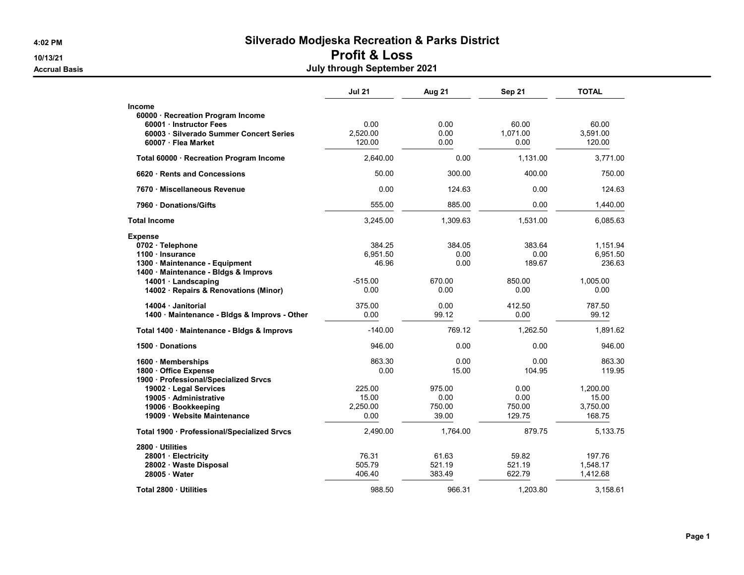# Silverado Modjeska Recreation & Parks District

## Profit & Loss

### July through September 2021

4:02 PM
10/13/21
Accrual Basis

| | Jul 21 | Aug 21 | Sep 21 | TOTAL |
|---|---|---|---|---|
| **Income** | | | | |
| **60000 · Recreation Program Income** | | | | |
| **60001 · Instructor Fees** | 0.00 | 0.00 | 60.00 | 60.00 |
| **60003 · Silverado Summer Concert Series** | 2,520.00 | 0.00 | 1,071.00 | 3,591.00 |
| **60007 · Flea Market** | 120.00 | 0.00 | 0.00 | 120.00 |
| **Total 60000 · Recreation Program Income** | 2,640.00 | 0.00 | 1,131.00 | 3,771.00 |
| **6620 · Rents and Concessions** | 50.00 | 300.00 | 400.00 | 750.00 |
| **7670 · Miscellaneous Revenue** | 0.00 | 124.63 | 0.00 | 124.63 |
| **7960 · Donations/Gifts** | 555.00 | 885.00 | 0.00 | 1,440.00 |
| **Total Income** | 3,245.00 | 1,309.63 | 1,531.00 | 6,085.63 |
| **Expense** | | | | |
| **0702 · Telephone** | 384.25 | 384.05 | 383.64 | 1,151.94 |
| **1100 · Insurance** | 6,951.50 | 0.00 | 0.00 | 6,951.50 |
| **1300 · Maintenance - Equipment** | 46.96 | 0.00 | 189.67 | 236.63 |
| **1400 · Maintenance - Bldgs & Improvs** | | | | |
| **14001 · Landscaping** | -515.00 | 670.00 | 850.00 | 1,005.00 |
| **14002 · Repairs & Renovations (Minor)** | 0.00 | 0.00 | 0.00 | 0.00 |
| **14004 · Janitorial** | 375.00 | 0.00 | 412.50 | 787.50 |
| **1400 · Maintenance - Bldgs & Improvs - Other** | 0.00 | 99.12 | 0.00 | 99.12 |
| **Total 1400 · Maintenance - Bldgs & Improvs** | -140.00 | 769.12 | 1,262.50 | 1,891.62 |
| **1500 · Donations** | 946.00 | 0.00 | 0.00 | 946.00 |
| **1600 · Memberships** | 863.30 | 0.00 | 0.00 | 863.30 |
| **1800 · Office Expense** | 0.00 | 15.00 | 104.95 | 119.95 |
| **1900 · Professional/Specialized Srvcs** | | | | |
| **19002 · Legal Services** | 225.00 | 975.00 | 0.00 | 1,200.00 |
| **19005 · Administrative** | 15.00 | 0.00 | 0.00 | 15.00 |
| **19006 · Bookkeeping** | 2,250.00 | 750.00 | 750.00 | 3,750.00 |
| **19009 · Website Maintenance** | 0.00 | 39.00 | 129.75 | 168.75 |
| **Total 1900 · Professional/Specialized Srvcs** | 2,490.00 | 1,764.00 | 879.75 | 5,133.75 |
| **2800 · Utilities** | | | | |
| **28001 · Electricity** | 76.31 | 61.63 | 59.82 | 197.76 |
| **28002 · Waste Disposal** | 505.79 | 521.19 | 521.19 | 1,548.17 |
| **28005 · Water** | 406.40 | 383.49 | 622.79 | 1,412.68 |
| **Total 2800 · Utilities** | 988.50 | 966.31 | 1,203.80 | 3,158.61 |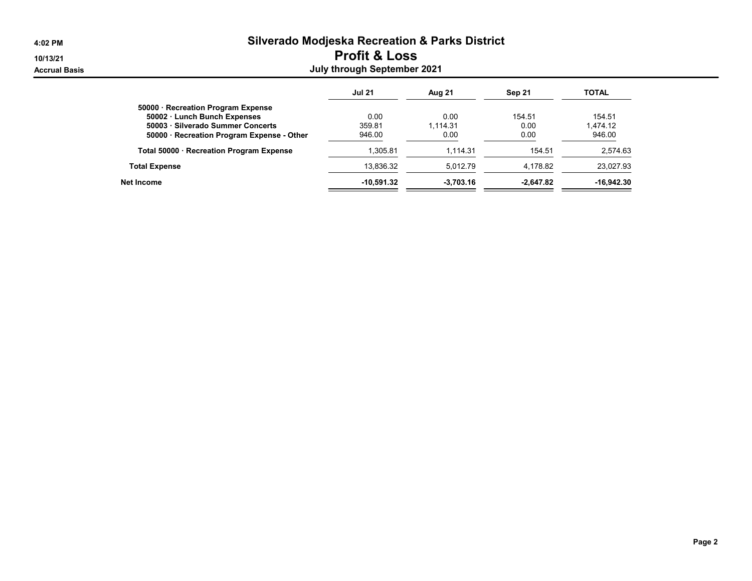# Silverado Modjeska Recreation & Parks District

## Profit & Loss

### July through September 2021

4:02 PM
10/13/21
Accrual Basis

| | Jul 21 | Aug 21 | Sep 21 | TOTAL |
|---|---|---|---|---|
| **50000 · Recreation Program Expense** | | | | |
| **50002 · Lunch Bunch Expenses** | 0.00 | 0.00 | 154.51 | 154.51 |
| **50003 · Silverado Summer Concerts** | 359.81 | 1,114.31 | 0.00 | 1,474.12 |
| **50000 · Recreation Program Expense - Other** | 946.00 | 0.00 | 0.00 | 946.00 |
| **Total 50000 · Recreation Program Expense** | 1,305.81 | 1,114.31 | 154.51 | 2,574.63 |
| **Total Expense** | 13,836.32 | 5,012.79 | 4,178.82 | 23,027.93 |
| **Net Income** | **-10,591.32** | **-3,703.16** | **-2,647.82** | **-16,942.30** |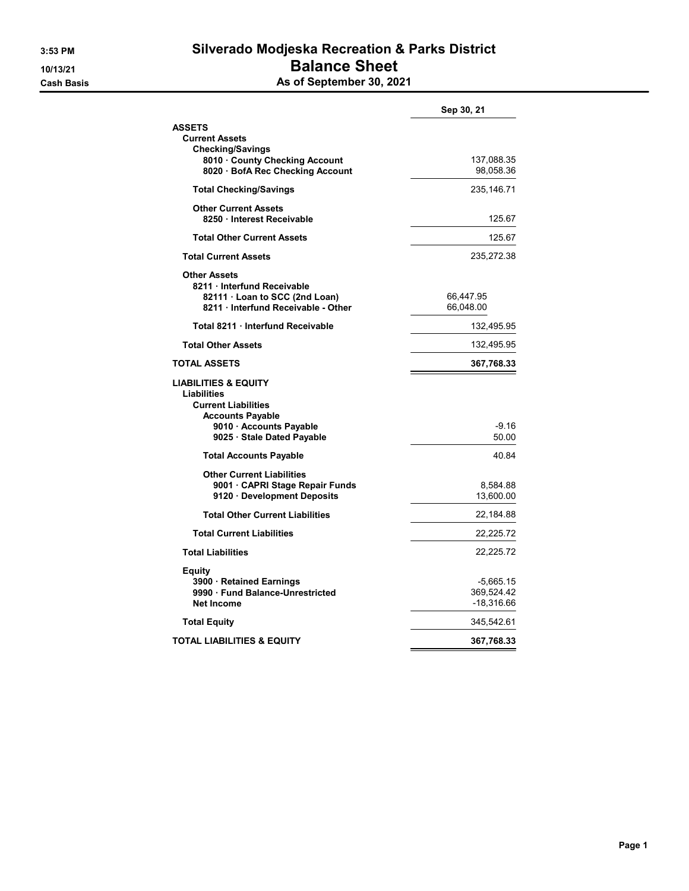# Silverado Modjeska Recreation & Parks District

## Balance Sheet

### As of September 30, 2021

3:53 PM
10/13/21
Cash Basis

| | | Sep 30, 21 |
|---|---|---|
| **ASSETS** | | |
| **Current Assets** | | |
| **Checking/Savings** | | |
| **8010 · County Checking Account** | | 137,088.35 |
| **8020 · BofA Rec Checking Account** | | 98,058.36 |
| **Total Checking/Savings** | | 235,146.71 |
| **Other Current Assets** | | |
| **8250 · Interest Receivable** | | 125.67 |
| **Total Other Current Assets** | | 125.67 |
| **Total Current Assets** | | 235,272.38 |
| **Other Assets** | | |
| **8211 · Interfund Receivable** | | |
| **82111 · Loan to SCC (2nd Loan)** | 66,447.95 | |
| **8211 · Interfund Receivable - Other** | 66,048.00 | |
| **Total 8211 · Interfund Receivable** | | 132,495.95 |
| **Total Other Assets** | | 132,495.95 |
| **TOTAL ASSETS** | | **367,768.33** |
| **LIABILITIES & EQUITY** | | |
| **Liabilities** | | |
| **Current Liabilities** | | |
| **Accounts Payable** | | |
| **9010 · Accounts Payable** | | -9.16 |
| **9025 · Stale Dated Payable** | | 50.00 |
| **Total Accounts Payable** | | 40.84 |
| **Other Current Liabilities** | | |
| **9001 · CAPRI Stage Repair Funds** | | 8,584.88 |
| **9120 · Development Deposits** | | 13,600.00 |
| **Total Other Current Liabilities** | | 22,184.88 |
| **Total Current Liabilities** | | 22,225.72 |
| **Total Liabilities** | | 22,225.72 |
| **Equity** | | |
| **3900 · Retained Earnings** | | -5,665.15 |
| **9990 · Fund Balance-Unrestricted** | | 369,524.42 |
| **Net Income** | | -18,316.66 |
| **Total Equity** | | 345,542.61 |
| **TOTAL LIABILITIES & EQUITY** | | **367,768.33** |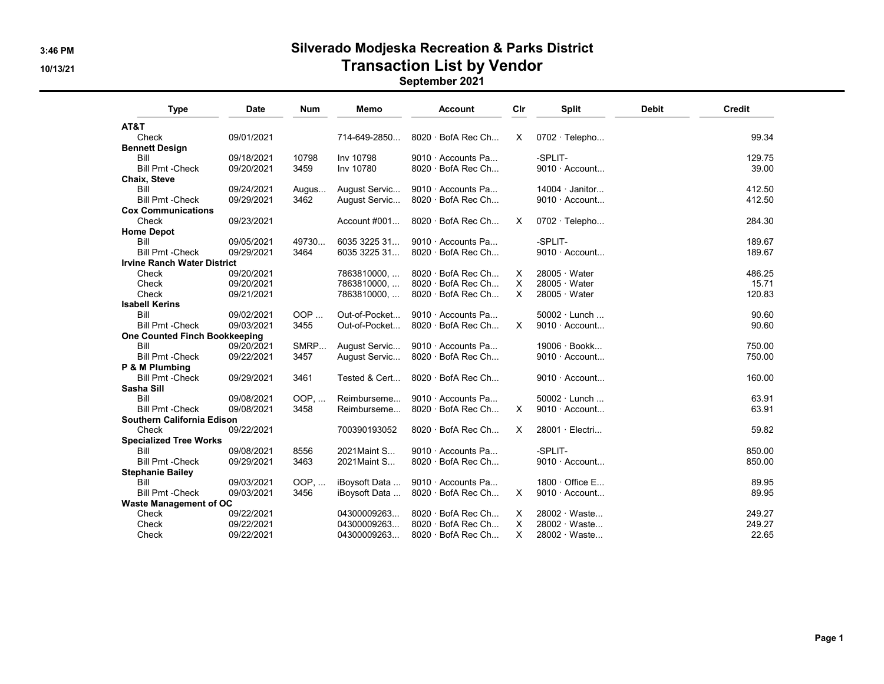# Silverado Modjeska Recreation & Parks District

## Transaction List by Vendor

### September 2021

| Type | Date | Num | Memo | Account | Clr | Split | Debit | Credit |
|---|---|---|---|---|---|---|---|---|
| **AT&T** | | | | | | | | |
| Check | 09/01/2021 | | 714-649-2850... | 8020 · BofA Rec Ch... | X | 0702 · Telepho... | | 99.34 |
| **Bennett Design** | | | | | | | | |
| Bill | 09/18/2021 | 10798 | Inv 10798 | 9010 · Accounts Pa... | | -SPLIT- | | 129.75 |
| Bill Pmt -Check | 09/20/2021 | 3459 | Inv 10780 | 8020 · BofA Rec Ch... | | 9010 · Account... | | 39.00 |
| **Chaix, Steve** | | | | | | | | |
| Bill | 09/24/2021 | Augus... | August Servic... | 9010 · Accounts Pa... | | 14004 · Janitor... | | 412.50 |
| Bill Pmt -Check | 09/29/2021 | 3462 | August Servic... | 8020 · BofA Rec Ch... | | 9010 · Account... | | 412.50 |
| **Cox Communications** | | | | | | | | |
| Check | 09/23/2021 | | Account #001... | 8020 · BofA Rec Ch... | X | 0702 · Telepho... | | 284.30 |
| **Home Depot** | | | | | | | | |
| Bill | 09/05/2021 | 49730... | 6035 3225 31... | 9010 · Accounts Pa... | | -SPLIT- | | 189.67 |
| Bill Pmt -Check | 09/29/2021 | 3464 | 6035 3225 31... | 8020 · BofA Rec Ch... | | 9010 · Account... | | 189.67 |
| **Irvine Ranch Water District** | | | | | | | | |
| Check | 09/20/2021 | | 7863810000, ... | 8020 · BofA Rec Ch... | X | 28005 · Water | | 486.25 |
| Check | 09/20/2021 | | 7863810000, ... | 8020 · BofA Rec Ch... | X | 28005 · Water | | 15.71 |
| Check | 09/21/2021 | | 7863810000, ... | 8020 · BofA Rec Ch... | X | 28005 · Water | | 120.83 |
| **Isabell Kerins** | | | | | | | | |
| Bill | 09/02/2021 | OOP ... | Out-of-Pocket... | 9010 · Accounts Pa... | | 50002 · Lunch ... | | 90.60 |
| Bill Pmt -Check | 09/03/2021 | 3455 | Out-of-Pocket... | 8020 · BofA Rec Ch... | X | 9010 · Account... | | 90.60 |
| **One Counted Finch Bookkeeping** | | | | | | | | |
| Bill | 09/20/2021 | SMRP... | August Servic... | 9010 · Accounts Pa... | | 19006 · Bookk... | | 750.00 |
| Bill Pmt -Check | 09/22/2021 | 3457 | August Servic... | 8020 · BofA Rec Ch... | | 9010 · Account... | | 750.00 |
| **P & M Plumbing** | | | | | | | | |
| Bill Pmt -Check | 09/29/2021 | 3461 | Tested & Cert... | 8020 · BofA Rec Ch... | | 9010 · Account... | | 160.00 |
| **Sasha Sill** | | | | | | | | |
| Bill | 09/08/2021 | OOP, ... | Reimburseme... | 9010 · Accounts Pa... | | 50002 · Lunch ... | | 63.91 |
| Bill Pmt -Check | 09/08/2021 | 3458 | Reimburseme... | 8020 · BofA Rec Ch... | X | 9010 · Account... | | 63.91 |
| **Southern California Edison** | | | | | | | | |
| Check | 09/22/2021 | | 700390193052 | 8020 · BofA Rec Ch... | X | 28001 · Electri... | | 59.82 |
| **Specialized Tree Works** | | | | | | | | |
| Bill | 09/08/2021 | 8556 | 2021Maint S... | 9010 · Accounts Pa... | | -SPLIT- | | 850.00 |
| Bill Pmt -Check | 09/29/2021 | 3463 | 2021Maint S... | 8020 · BofA Rec Ch... | | 9010 · Account... | | 850.00 |
| **Stephanie Bailey** | | | | | | | | |
| Bill | 09/03/2021 | OOP, ... | iBoysoft Data ... | 9010 · Accounts Pa... | | 1800 · Office E... | | 89.95 |
| Bill Pmt -Check | 09/03/2021 | 3456 | iBoysoft Data ... | 8020 · BofA Rec Ch... | X | 9010 · Account... | | 89.95 |
| **Waste Management of OC** | | | | | | | | |
| Check | 09/22/2021 | | 04300009263... | 8020 · BofA Rec Ch... | X | 28002 · Waste... | | 249.27 |
| Check | 09/22/2021 | | 04300009263... | 8020 · BofA Rec Ch... | X | 28002 · Waste... | | 249.27 |
| Check | 09/22/2021 | | 04300009263... | 8020 · BofA Rec Ch... | X | 28002 · Waste... | | 22.65 |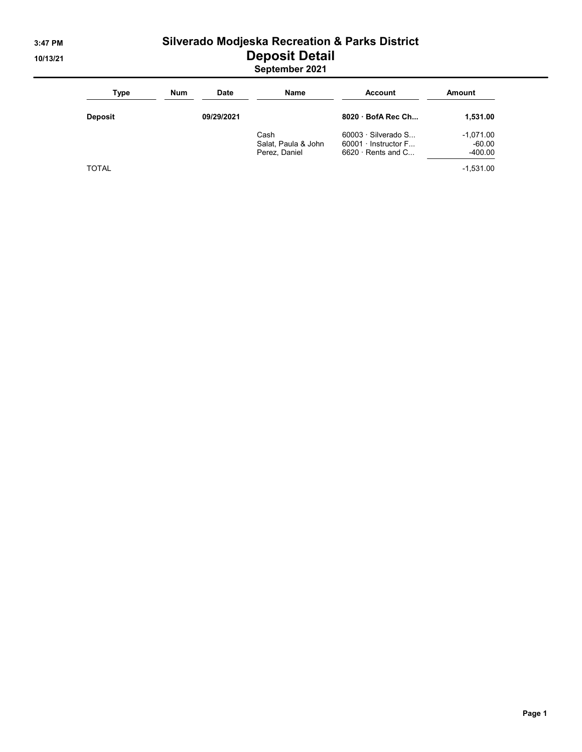3:47 PM

10/13/21

# Silverado Modjeska Recreation & Parks District
## Deposit Detail
### September 2021

| Type | Num | Date | Name | Account | Amount |
|---|---|---|---|---|---|
| **Deposit** | | **09/29/2021** | | **8020 · BofA Rec Ch...** | **1,531.00** |
| | | | Cash | 60003 · Silverado S... | -1,071.00 |
| | | | Salat, Paula & John | 60001 · Instructor F... | -60.00 |
| | | | Perez, Daniel | 6620 · Rents and C... | -400.00 |
| TOTAL | | | | | -1,531.00 |